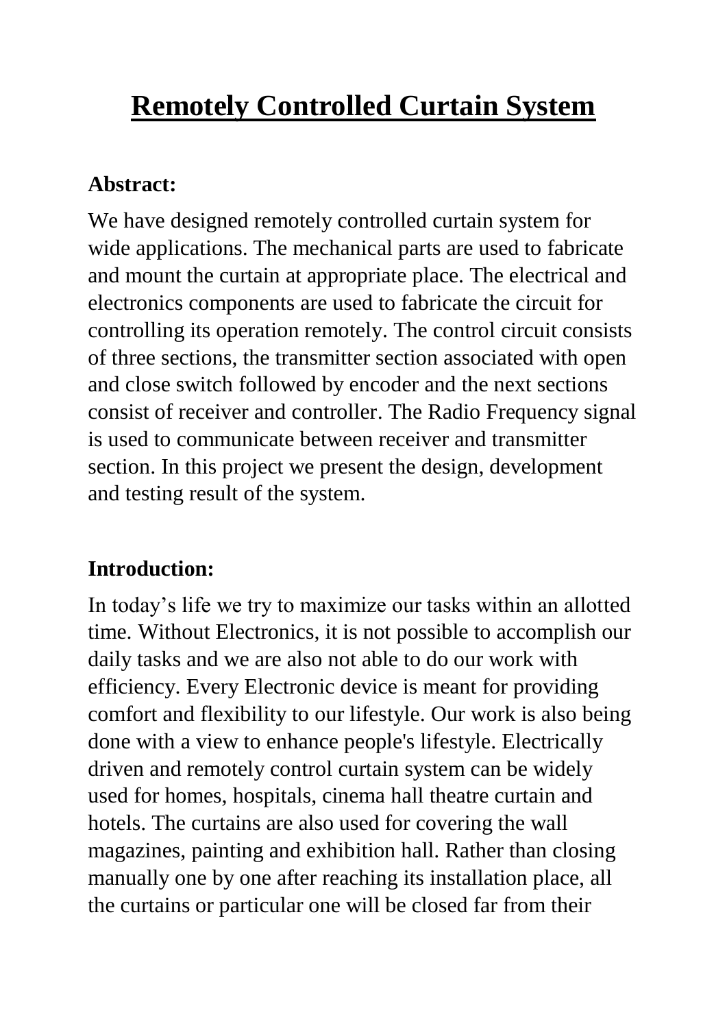# Remotely Controlled Curtain System

**Abstract:**

We have designed remotely controlled curtain system for wide applications. The mechanical parts are used to fabricate and mount the curtain at appropriate place. The electrical and electronics components are used to fabricate the circuit for controlling its operation remotely. The control circuit consists of three sections, the transmitter section associated with open and close switch followed by encoder and the next sections consist of receiver and controller. The Radio Frequency signal is used to communicate between receiver and transmitter section. In this project we present the design, development and testing result of the system.

**Introduction:**

In today's life we try to maximize our tasks within an allotted time. Without Electronics, it is not possible to accomplish our daily tasks and we are also not able to do our work with efficiency. Every Electronic device is meant for providing comfort and flexibility to our lifestyle. Our work is also being done with a view to enhance people's lifestyle. Electrically driven and remotely control curtain system can be widely used for homes, hospitals, cinema hall theatre curtain and hotels. The curtains are also used for covering the wall magazines, painting and exhibition hall. Rather than closing manually one by one after reaching its installation place, all the curtains or particular one will be closed far from their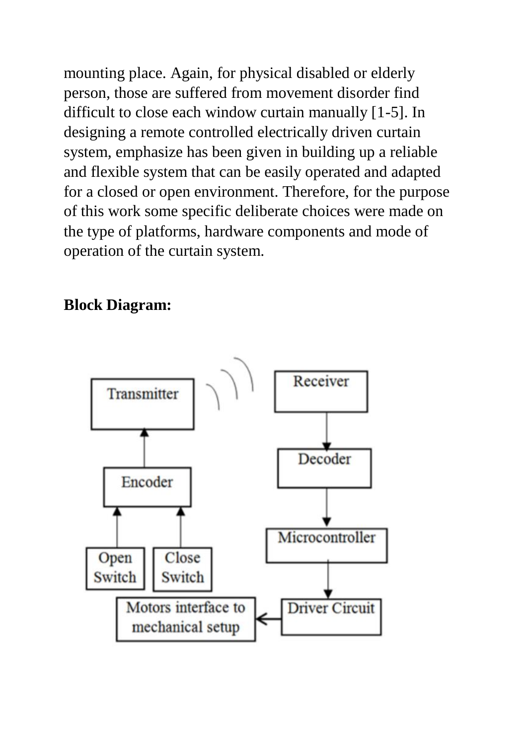mounting place. Again, for physical disabled or elderly person, those are suffered from movement disorder find difficult to close each window curtain manually [1-5]. In designing a remote controlled electrically driven curtain system, emphasize has been given in building up a reliable and flexible system that can be easily operated and adapted for a closed or open environment. Therefore, for the purpose of this work some specific deliberate choices were made on the type of platforms, hardware components and mode of operation of the curtain system.

**Block Diagram:**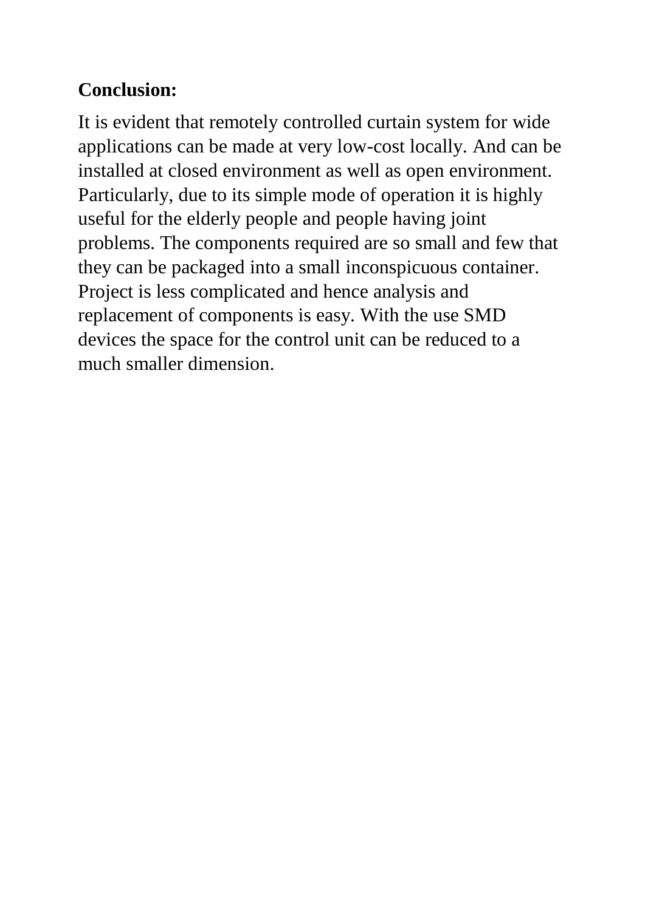**Conclusion:**

It is evident that remotely controlled curtain system for wide applications can be made at very low-cost locally. And can be installed at closed environment as well as open environment. Particularly, due to its simple mode of operation it is highly useful for the elderly people and people having joint problems. The components required are so small and few that they can be packaged into a small inconspicuous container. Project is less complicated and hence analysis and replacement of components is easy. With the use SMD devices the space for the control unit can be reduced to a much smaller dimension.